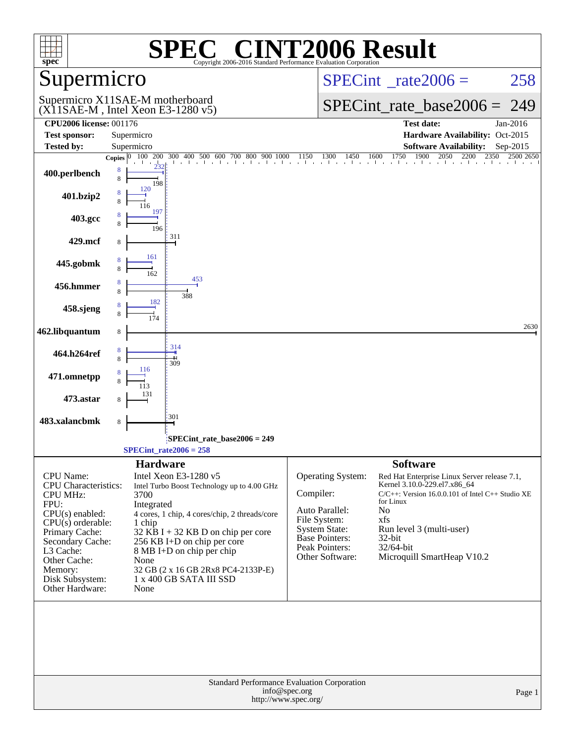# SPEC® CINT2006 Result

Copyright 2006-2016 Standard Performance Evaluation Corporation

## Supermicro

Supermicro X11SAE-M motherboard
(X11SAE-M , Intel Xeon E3-1280 v5)

SPECint_rate2006 = 258

SPECint_rate_base2006 = 249

| | | | |
|---|---|---|---|
| **CPU2006 license:** 001176 | | **Test date:** | Jan-2016 |
| **Test sponsor:** | Supermicro | **Hardware Availability:** | Oct-2015 |
| **Tested by:** | Supermicro | **Software Availability:** | Sep-2015 |

| Benchmark | Copies (peak) | Peak | Copies (base) | Base |
|---|---|---|---|---|
| 400.perlbench | 8 | 232 | 8 | 198 |
| 401.bzip2 | 8 | 120 | 8 | 116 |
| 403.gcc | 8 | 197 | 8 | 196 |
| 429.mcf | | | 8 | 311 |
| 445.gobmk | 8 | 161 | 8 | 162 |
| 456.hmmer | 8 | 453 | 8 | 388 |
| 458.sjeng | 8 | 182 | 8 | 174 |
| 462.libquantum | | | 8 | 2630 |
| 464.h264ref | 8 | 314 | 8 | 309 |
| 471.omnetpp | 8 | 116 | 8 | 113 |
| 473.astar | | | 8 | 131 |
| 483.xalancbmk | | | 8 | 301 |

SPECint_rate_base2006 = 249

SPECint_rate2006 = 258

## Hardware

| | |
|---|---|
| CPU Name: | Intel Xeon E3-1280 v5 |
| CPU Characteristics: | Intel Turbo Boost Technology up to 4.00 GHz |
| CPU MHz: | 3700 |
| FPU: | Integrated |
| CPU(s) enabled: | 4 cores, 1 chip, 4 cores/chip, 2 threads/core |
| CPU(s) orderable: | 1 chip |
| Primary Cache: | 32 KB I + 32 KB D on chip per core |
| Secondary Cache: | 256 KB I+D on chip per core |
| L3 Cache: | 8 MB I+D on chip per chip |
| Other Cache: | None |
| Memory: | 32 GB (2 x 16 GB 2Rx8 PC4-2133P-E) |
| Disk Subsystem: | 1 x 400 GB SATA III SSD |
| Other Hardware: | None |

## Software

| | |
|---|---|
| Operating System: | Red Hat Enterprise Linux Server release 7.1, Kernel 3.10.0-229.el7.x86_64 |
| Compiler: | C/C++: Version 16.0.0.101 of Intel C++ Studio XE for Linux |
| Auto Parallel: | No |
| File System: | xfs |
| System State: | Run level 3 (multi-user) |
| Base Pointers: | 32-bit |
| Peak Pointers: | 32/64-bit |
| Other Software: | Microquill SmartHeap V10.2 |

Standard Performance Evaluation Corporation
info@spec.org
http://www.spec.org/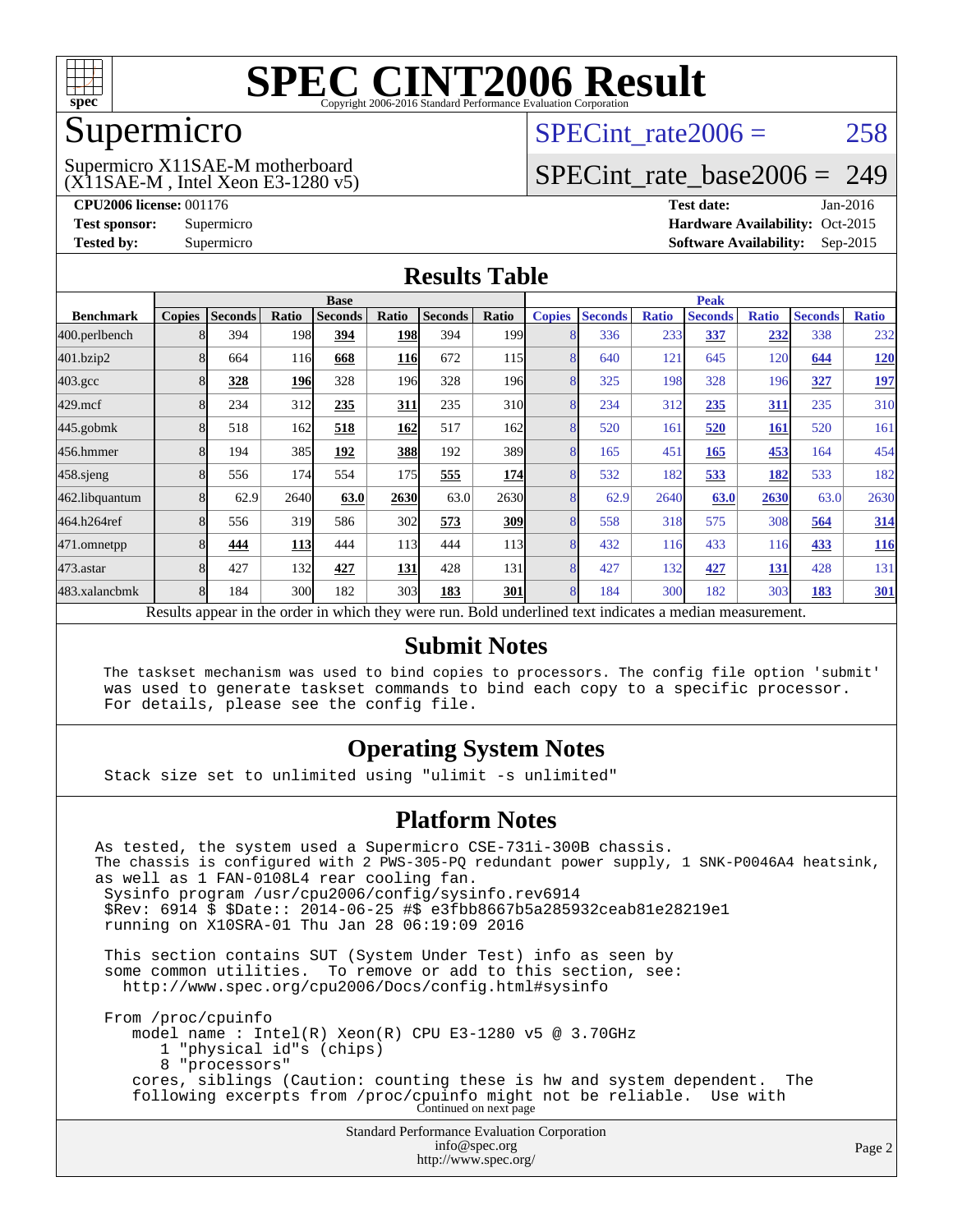# SPEC CINT2006 Result

Copyright 2006-2016 Standard Performance Evaluation Corporation

## Supermicro

Supermicro X11SAE-M motherboard
(X11SAE-M , Intel Xeon E3-1280 v5)

SPECint_rate2006 = 258

SPECint_rate_base2006 = 249

**CPU2006 license:** 001176
**Test sponsor:** Supermicro
**Tested by:** Supermicro

**Test date:** Jan-2016
**Hardware Availability:** Oct-2015
**Software Availability:** Sep-2015

## Results Table

| Benchmark | Base | | | | | | | Peak | | | | | | |
|---|---|---|---|---|---|---|---|---|---|---|---|---|---|---|
| | Copies | Seconds | Ratio | Seconds | Ratio | Seconds | Ratio | Copies | Seconds | Ratio | Seconds | Ratio | Seconds | Ratio |
| 400.perlbench | 8 | 394 | 198 | **394** | **198** | 394 | 199 | 8 | 336 | 233 | **337** | **232** | 338 | 232 |
| 401.bzip2 | 8 | 664 | 116 | **668** | **116** | 672 | 115 | 8 | 640 | 121 | 645 | 120 | **644** | **120** |
| 403.gcc | 8 | **328** | **196** | 328 | 196 | 328 | 196 | 8 | 325 | 198 | 328 | 196 | **327** | **197** |
| 429.mcf | 8 | 234 | 312 | **235** | **311** | 235 | 310 | 8 | 234 | 312 | **235** | **311** | 235 | 310 |
| 445.gobmk | 8 | 518 | 162 | **518** | **162** | 517 | 162 | 8 | 520 | 161 | **520** | **161** | 520 | 161 |
| 456.hmmer | 8 | 194 | 385 | **192** | **388** | 192 | 389 | 8 | 165 | 451 | **165** | **453** | 164 | 454 |
| 458.sjeng | 8 | 556 | 174 | 554 | 175 | **555** | **174** | 8 | 532 | 182 | **533** | **182** | 533 | 182 |
| 462.libquantum | 8 | 62.9 | 2640 | **63.0** | **2630** | 63.0 | 2630 | 8 | 62.9 | 2640 | **63.0** | **2630** | 63.0 | 2630 |
| 464.h264ref | 8 | 556 | 319 | 586 | 302 | **573** | **309** | 8 | 558 | 318 | 575 | 308 | **564** | **314** |
| 471.omnetpp | 8 | **444** | **113** | 444 | 113 | 444 | 113 | 8 | 432 | 116 | 433 | 116 | **433** | **116** |
| 473.astar | 8 | 427 | 132 | **427** | **131** | 428 | 131 | 8 | 427 | 132 | **427** | **131** | 428 | 131 |
| 483.xalancbmk | 8 | 184 | 300 | 182 | 303 | **183** | **301** | 8 | 184 | 300 | 182 | 303 | **183** | **301** |

Results appear in the order in which they were run. Bold underlined text indicates a median measurement.

## Submit Notes

```
The taskset mechanism was used to bind copies to processors. The config file option 'submit'
was used to generate taskset commands to bind each copy to a specific processor.
For details, please see the config file.
```

## Operating System Notes

```
Stack size set to unlimited using "ulimit -s unlimited"
```

## Platform Notes

```
As tested, the system used a Supermicro CSE-731i-300B chassis.
The chassis is configured with 2 PWS-305-PQ redundant power supply, 1 SNK-P0046A4 heatsink,
as well as 1 FAN-0108L4 rear cooling fan.
 Sysinfo program /usr/cpu2006/config/sysinfo.rev6914
 $Rev: 6914 $ $Date:: 2014-06-25 #$ e3fbb8667b5a285932ceab81e28219e1
 running on X10SRA-01 Thu Jan 28 06:19:09 2016

 This section contains SUT (System Under Test) info as seen by
 some common utilities.  To remove or add to this section, see:
   http://www.spec.org/cpu2006/Docs/config.html#sysinfo

 From /proc/cpuinfo
    model name : Intel(R) Xeon(R) CPU E3-1280 v5 @ 3.70GHz
       1 "physical id"s (chips)
       8 "processors"
    cores, siblings (Caution: counting these is hw and system dependent.  The
    following excerpts from /proc/cpuinfo might not be reliable.  Use with
```

Continued on next page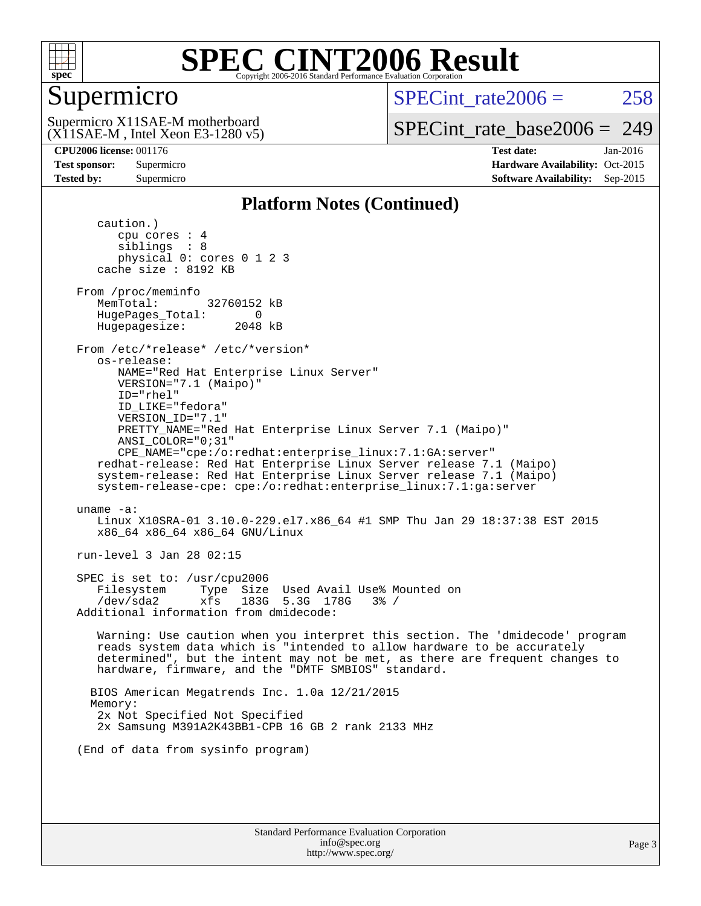## Platform Notes (Continued)

```
      caution.)
         cpu cores : 4
         siblings  : 8
         physical 0: cores 0 1 2 3
      cache size : 8192 KB

   From /proc/meminfo
      MemTotal:       32760152 kB
      HugePages_Total:       0
      Hugepagesize:       2048 kB

   From /etc/*release* /etc/*version*
      os-release:
         NAME="Red Hat Enterprise Linux Server"
         VERSION="7.1 (Maipo)"
         ID="rhel"
         ID_LIKE="fedora"
         VERSION_ID="7.1"
         PRETTY_NAME="Red Hat Enterprise Linux Server 7.1 (Maipo)"
         ANSI_COLOR="0;31"
         CPE_NAME="cpe:/o:redhat:enterprise_linux:7.1:GA:server"
      redhat-release: Red Hat Enterprise Linux Server release 7.1 (Maipo)
      system-release: Red Hat Enterprise Linux Server release 7.1 (Maipo)
      system-release-cpe: cpe:/o:redhat:enterprise_linux:7.1:ga:server

   uname -a:
      Linux X10SRA-01 3.10.0-229.el7.x86_64 #1 SMP Thu Jan 29 18:37:38 EST 2015
      x86_64 x86_64 x86_64 GNU/Linux

   run-level 3 Jan 28 02:15

   SPEC is set to: /usr/cpu2006
      Filesystem     Type  Size  Used Avail Use% Mounted on
      /dev/sda2      xfs   183G  5.3G  178G   3% /
   Additional information from dmidecode:

      Warning: Use caution when you interpret this section. The 'dmidecode' program
      reads system data which is "intended to allow hardware to be accurately
      determined", but the intent may not be met, as there are frequent changes to
      hardware, firmware, and the "DMTF SMBIOS" standard.

     BIOS American Megatrends Inc. 1.0a 12/21/2015
     Memory:
      2x Not Specified Not Specified
      2x Samsung M391A2K43BB1-CPB 16 GB 2 rank 2133 MHz

   (End of data from sysinfo program)
```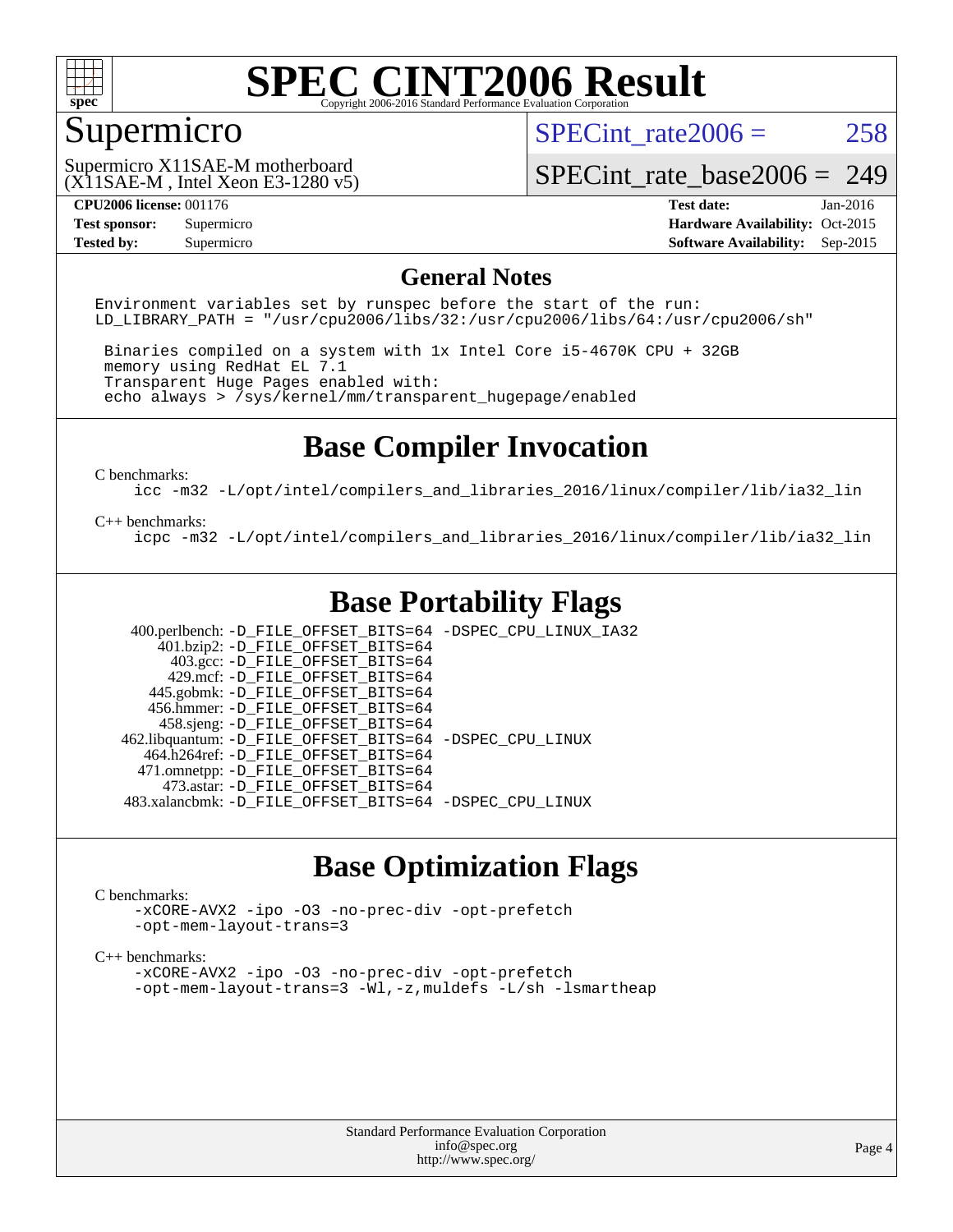# SPEC CINT2006 Result

Copyright 2006-2016 Standard Performance Evaluation Corporation

## Supermicro

Supermicro X11SAE-M motherboard
(X11SAE-M , Intel Xeon E3-1280 v5)

SPECint_rate2006 = 258

SPECint_rate_base2006 = 249

**CPU2006 license:** 001176
**Test sponsor:** Supermicro
**Tested by:** Supermicro

**Test date:** Jan-2016
**Hardware Availability:** Oct-2015
**Software Availability:** Sep-2015

## General Notes

```
Environment variables set by runspec before the start of the run:
LD_LIBRARY_PATH = "/usr/cpu2006/libs/32:/usr/cpu2006/libs/64:/usr/cpu2006/sh"

 Binaries compiled on a system with 1x Intel Core i5-4670K CPU + 32GB
 memory using RedHat EL 7.1
 Transparent Huge Pages enabled with:
 echo always > /sys/kernel/mm/transparent_hugepage/enabled
```

## Base Compiler Invocation

C benchmarks:

```
icc -m32 -L/opt/intel/compilers_and_libraries_2016/linux/compiler/lib/ia32_lin
```

C++ benchmarks:

```
icpc -m32 -L/opt/intel/compilers_and_libraries_2016/linux/compiler/lib/ia32_lin
```

## Base Portability Flags

| Benchmark | Flags |
|---|---|
| 400.perlbench: | -D_FILE_OFFSET_BITS=64 -DSPEC_CPU_LINUX_IA32 |
| 401.bzip2: | -D_FILE_OFFSET_BITS=64 |
| 403.gcc: | -D_FILE_OFFSET_BITS=64 |
| 429.mcf: | -D_FILE_OFFSET_BITS=64 |
| 445.gobmk: | -D_FILE_OFFSET_BITS=64 |
| 456.hmmer: | -D_FILE_OFFSET_BITS=64 |
| 458.sjeng: | -D_FILE_OFFSET_BITS=64 |
| 462.libquantum: | -D_FILE_OFFSET_BITS=64 -DSPEC_CPU_LINUX |
| 464.h264ref: | -D_FILE_OFFSET_BITS=64 |
| 471.omnetpp: | -D_FILE_OFFSET_BITS=64 |
| 473.astar: | -D_FILE_OFFSET_BITS=64 |
| 483.xalancbmk: | -D_FILE_OFFSET_BITS=64 -DSPEC_CPU_LINUX |

## Base Optimization Flags

C benchmarks:

```
-xCORE-AVX2 -ipo -O3 -no-prec-div -opt-prefetch
-opt-mem-layout-trans=3
```

C++ benchmarks:

```
-xCORE-AVX2 -ipo -O3 -no-prec-div -opt-prefetch
-opt-mem-layout-trans=3 -Wl,-z,muldefs -L/sh -lsmartheap
```

Standard Performance Evaluation Corporation
info@spec.org
http://www.spec.org/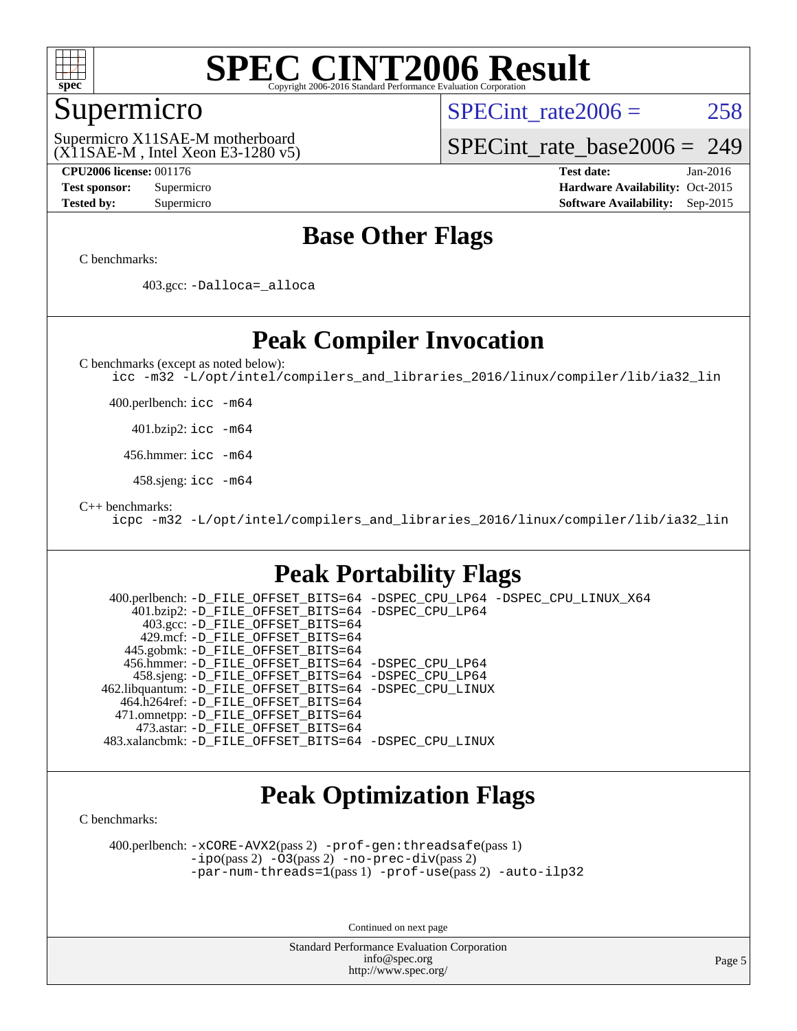# SPEC CINT2006 Result

Copyright 2006-2016 Standard Performance Evaluation Corporation

## Supermicro

Supermicro X11SAE-M motherboard
(X11SAE-M , Intel Xeon E3-1280 v5)

SPECint_rate2006 = 258

SPECint_rate_base2006 = 249

**CPU2006 license:** 001176
**Test sponsor:** Supermicro
**Tested by:** Supermicro

**Test date:** Jan-2016
**Hardware Availability:** Oct-2015
**Software Availability:** Sep-2015

## Base Other Flags

C benchmarks:

403.gcc: `-Dalloca=_alloca`

## Peak Compiler Invocation

C benchmarks (except as noted below):

`icc -m32 -L/opt/intel/compilers_and_libraries_2016/linux/compiler/lib/ia32_lin`

400.perlbench: `icc -m64`

401.bzip2: `icc -m64`

456.hmmer: `icc -m64`

458.sjeng: `icc -m64`

C++ benchmarks:

`icpc -m32 -L/opt/intel/compilers_and_libraries_2016/linux/compiler/lib/ia32_lin`

## Peak Portability Flags

400.perlbench: `-D_FILE_OFFSET_BITS=64 -DSPEC_CPU_LP64 -DSPEC_CPU_LINUX_X64`
401.bzip2: `-D_FILE_OFFSET_BITS=64 -DSPEC_CPU_LP64`
403.gcc: `-D_FILE_OFFSET_BITS=64`
429.mcf: `-D_FILE_OFFSET_BITS=64`
445.gobmk: `-D_FILE_OFFSET_BITS=64`
456.hmmer: `-D_FILE_OFFSET_BITS=64 -DSPEC_CPU_LP64`
458.sjeng: `-D_FILE_OFFSET_BITS=64 -DSPEC_CPU_LP64`
462.libquantum: `-D_FILE_OFFSET_BITS=64 -DSPEC_CPU_LINUX`
464.h264ref: `-D_FILE_OFFSET_BITS=64`
471.omnetpp: `-D_FILE_OFFSET_BITS=64`
473.astar: `-D_FILE_OFFSET_BITS=64`
483.xalancbmk: `-D_FILE_OFFSET_BITS=64 -DSPEC_CPU_LINUX`

## Peak Optimization Flags

C benchmarks:

400.perlbench: `-xCORE-AVX2`(pass 2) `-prof-gen:threadsafe`(pass 1) `-ipo`(pass 2) `-O3`(pass 2) `-no-prec-div`(pass 2) `-par-num-threads=1`(pass 1) `-prof-use`(pass 2) `-auto-ilp32`

Continued on next page

Standard Performance Evaluation Corporation
info@spec.org
http://www.spec.org/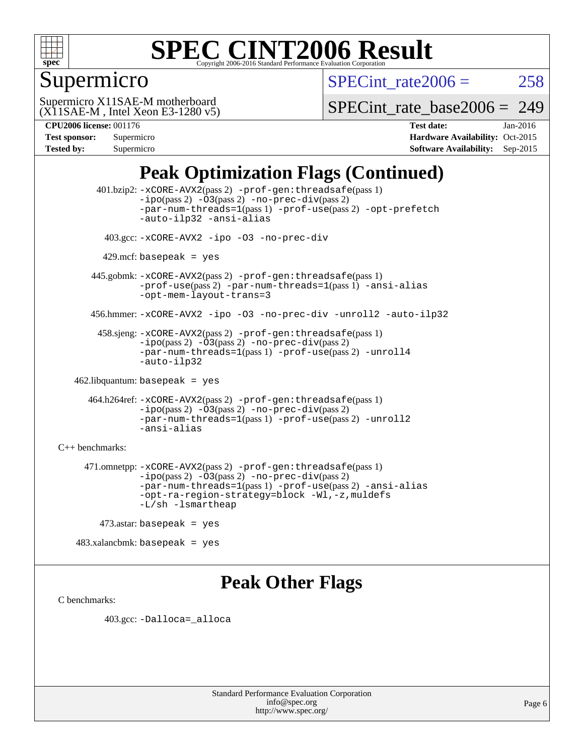# SPEC CINT2006 Result

## Supermicro

Supermicro X11SAE-M motherboard
(X11SAE-M , Intel Xeon E3-1280 v5)

SPECint_rate2006 = 258

SPECint_rate_base2006 = 249

**CPU2006 license:** 001176
**Test sponsor:** Supermicro
**Tested by:** Supermicro

**Test date:** Jan-2016
**Hardware Availability:** Oct-2015
**Software Availability:** Sep-2015

## Peak Optimization Flags (Continued)

401.bzip2: -xCORE-AVX2(pass 2) -prof-gen:threadsafe(pass 1) -ipo(pass 2) -O3(pass 2) -no-prec-div(pass 2) -par-num-threads=1(pass 1) -prof-use(pass 2) -opt-prefetch -auto-ilp32 -ansi-alias

403.gcc: -xCORE-AVX2 -ipo -O3 -no-prec-div

429.mcf: basepeak = yes

445.gobmk: -xCORE-AVX2(pass 2) -prof-gen:threadsafe(pass 1) -prof-use(pass 2) -par-num-threads=1(pass 1) -ansi-alias -opt-mem-layout-trans=3

456.hmmer: -xCORE-AVX2 -ipo -O3 -no-prec-div -unroll2 -auto-ilp32

458.sjeng: -xCORE-AVX2(pass 2) -prof-gen:threadsafe(pass 1) -ipo(pass 2) -O3(pass 2) -no-prec-div(pass 2) -par-num-threads=1(pass 1) -prof-use(pass 2) -unroll4 -auto-ilp32

462.libquantum: basepeak = yes

464.h264ref: -xCORE-AVX2(pass 2) -prof-gen:threadsafe(pass 1) -ipo(pass 2) -O3(pass 2) -no-prec-div(pass 2) -par-num-threads=1(pass 1) -prof-use(pass 2) -unroll2 -ansi-alias

C++ benchmarks:

471.omnetpp: -xCORE-AVX2(pass 2) -prof-gen:threadsafe(pass 1) -ipo(pass 2) -O3(pass 2) -no-prec-div(pass 2) -par-num-threads=1(pass 1) -prof-use(pass 2) -ansi-alias -opt-ra-region-strategy=block -Wl,-z,muldefs -L/sh -lsmartheap

473.astar: basepeak = yes

483.xalancbmk: basepeak = yes

## Peak Other Flags

C benchmarks:

403.gcc: -Dalloca=_alloca

Standard Performance Evaluation Corporation
info@spec.org
http://www.spec.org/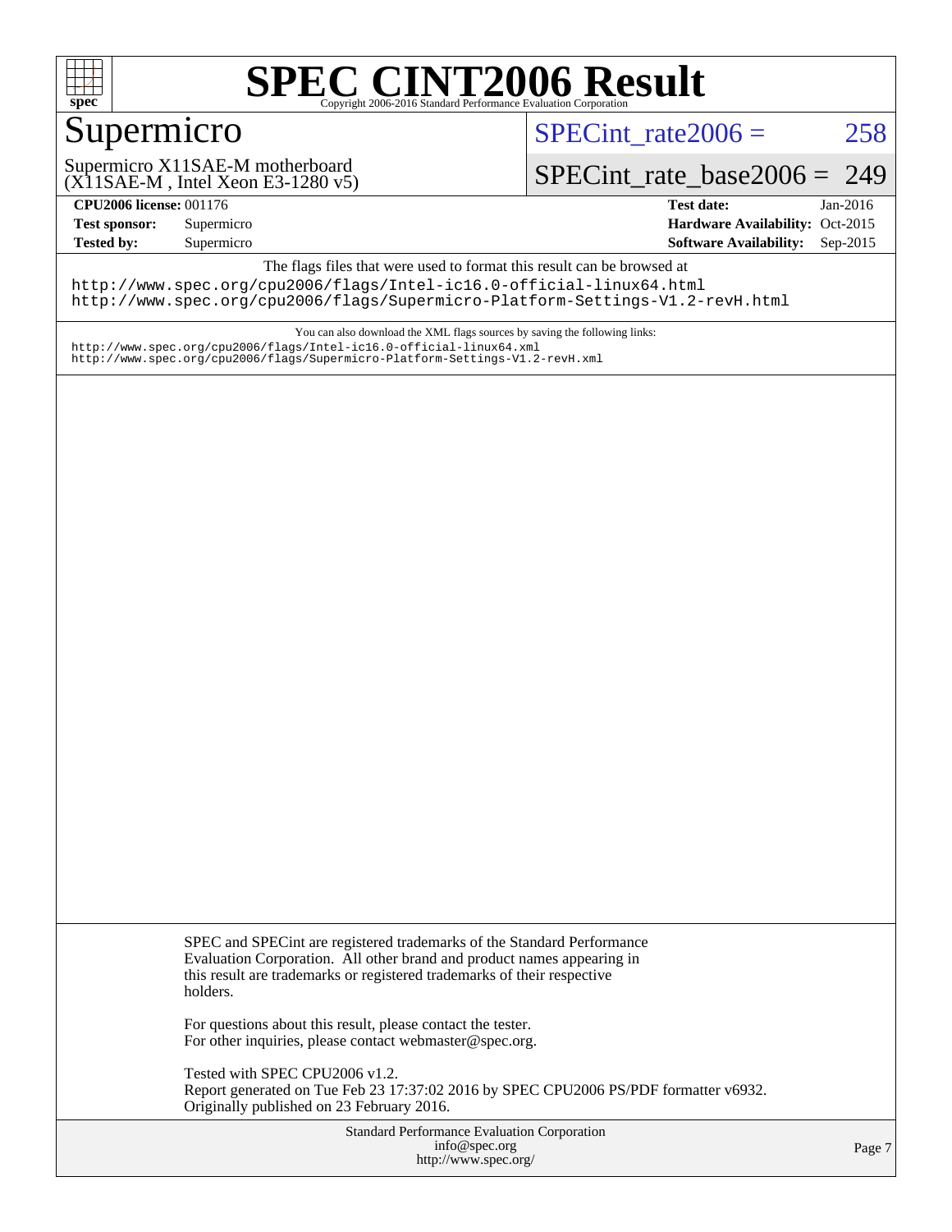# SPEC CINT2006 Result

Copyright 2006-2016 Standard Performance Evaluation Corporation

## Supermicro

Supermicro X11SAE-M motherboard
(X11SAE-M , Intel Xeon E3-1280 v5)

SPECint_rate2006 = 258

SPECint_rate_base2006 = 249

| | | | |
|---|---|---|---|
| **CPU2006 license:** 001176 | | **Test date:** | Jan-2016 |
| **Test sponsor:** | Supermicro | **Hardware Availability:** | Oct-2015 |
| **Tested by:** | Supermicro | **Software Availability:** | Sep-2015 |

The flags files that were used to format this result can be browsed at

```
http://www.spec.org/cpu2006/flags/Intel-ic16.0-official-linux64.html
http://www.spec.org/cpu2006/flags/Supermicro-Platform-Settings-V1.2-revH.html
```

You can also download the XML flags sources by saving the following links:

```
http://www.spec.org/cpu2006/flags/Intel-ic16.0-official-linux64.xml
http://www.spec.org/cpu2006/flags/Supermicro-Platform-Settings-V1.2-revH.xml
```

SPEC and SPECint are registered trademarks of the Standard Performance Evaluation Corporation. All other brand and product names appearing in this result are trademarks or registered trademarks of their respective holders.

For questions about this result, please contact the tester.
For other inquiries, please contact webmaster@spec.org.

Tested with SPEC CPU2006 v1.2.
Report generated on Tue Feb 23 17:37:02 2016 by SPEC CPU2006 PS/PDF formatter v6932.
Originally published on 23 February 2016.

Standard Performance Evaluation Corporation
info@spec.org
http://www.spec.org/